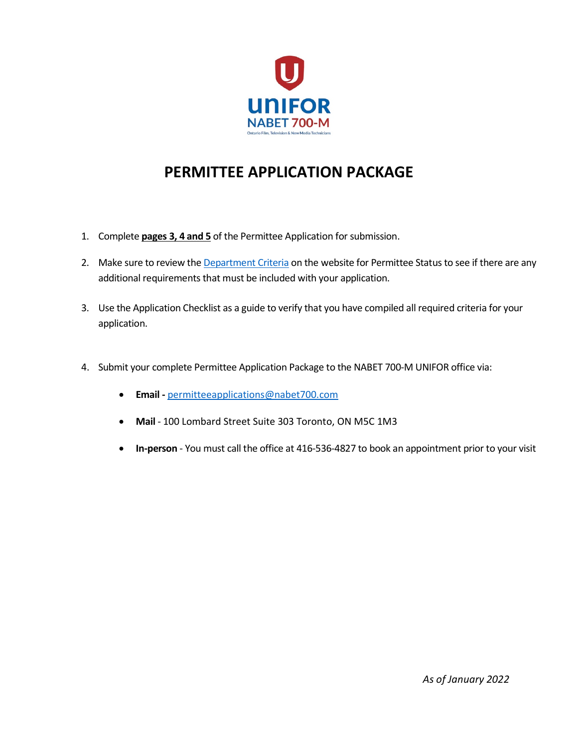UNIFOR
NABET 700-M
Ontario Film, Television & New Media Technicians

# PERMITTEE APPLICATION PACKAGE

1. Complete **pages 3, 4 and 5** of the Permittee Application for submission.
2. Make sure to review the Department Criteria on the website for Permittee Status to see if there are any additional requirements that must be included with your application.
3. Use the Application Checklist as a guide to verify that you have compiled all required criteria for your application.
4. Submit your complete Permittee Application Package to the NABET 700-M UNIFOR office via:
   - **Email -** permitteeapplications@nabet700.com
   - **Mail** - 100 Lombard Street Suite 303 Toronto, ON M5C 1M3
   - **In-person** - You must call the office at 416-536-4827 to book an appointment prior to your visit

*As of January 2022*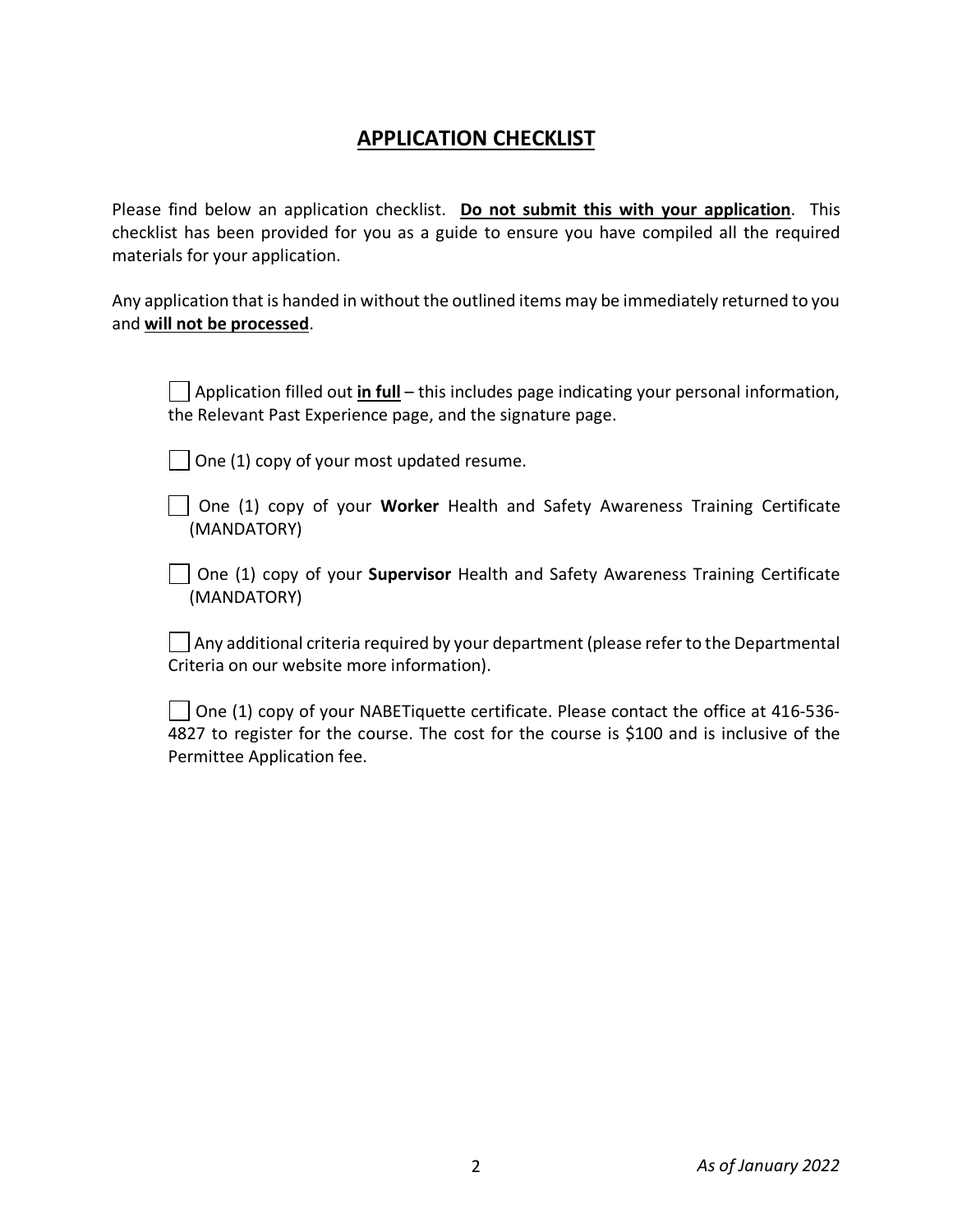## APPLICATION CHECKLIST

Please find below an application checklist. **Do not submit this with your application**. This checklist has been provided for you as a guide to ensure you have compiled all the required materials for your application.

Any application that is handed in without the outlined items may be immediately returned to you and **will not be processed**.

- [ ] Application filled out **in full** – this includes page indicating your personal information, the Relevant Past Experience page, and the signature page.
- [ ] One (1) copy of your most updated resume.
- [ ] One (1) copy of your **Worker** Health and Safety Awareness Training Certificate (MANDATORY)
- [ ] One (1) copy of your **Supervisor** Health and Safety Awareness Training Certificate (MANDATORY)
- [ ] Any additional criteria required by your department (please refer to the Departmental Criteria on our website more information).
- [ ] One (1) copy of your NABETiquette certificate. Please contact the office at 416-536-4827 to register for the course. The cost for the course is $100 and is inclusive of the Permittee Application fee.

*As of January 2022*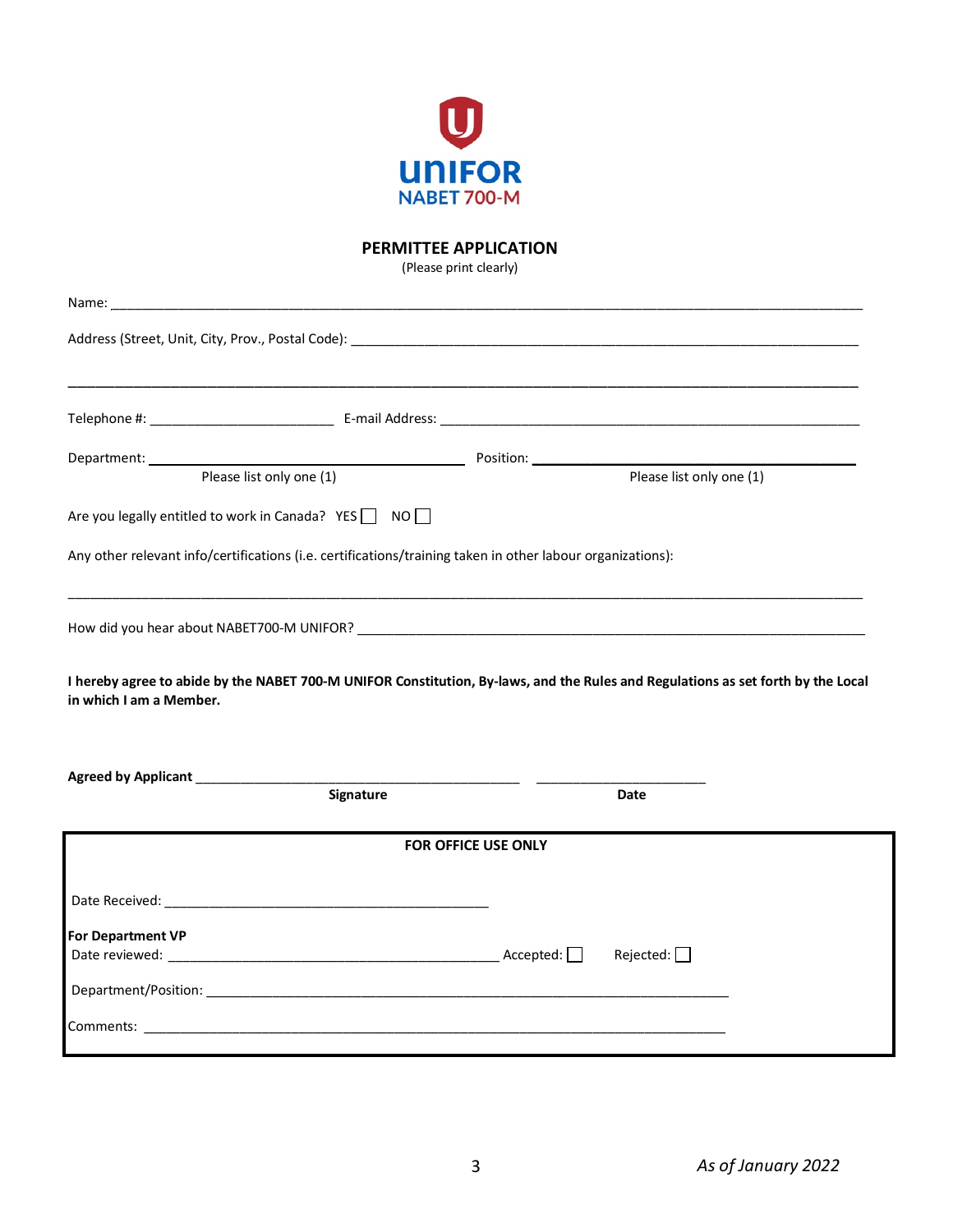UNIFOR
NABET 700-M

# PERMITTEE APPLICATION

(Please print clearly)

Name: ______________________________________________________________________________

Address (Street, Unit, City, Prov., Postal Code): ______________________________________________

______________________________________________________________________________

Telephone #: ______________________ E-mail Address: __________________________________________

Department: ______________________________ Position: ______________________________

Please list only one (1) &nbsp;&nbsp;&nbsp;&nbsp;&nbsp;&nbsp;&nbsp;&nbsp; Please list only one (1)

Are you legally entitled to work in Canada? YES ☐ NO ☐

Any other relevant info/certifications (i.e. certifications/training taken in other labour organizations):

______________________________________________________________________________

How did you hear about NABET700-M UNIFOR? ______________________________________________

**I hereby agree to abide by the NABET 700-M UNIFOR Constitution, By-laws, and the Rules and Regulations as set forth by the Local in which I am a Member.**

**Agreed by Applicant** ______________________________ ______________________

**Signature** &nbsp;&nbsp;&nbsp;&nbsp;&nbsp;&nbsp;&nbsp;&nbsp; **Date**

---

**FOR OFFICE USE ONLY**

Date Received: ______________________________

**For Department VP**

Date reviewed: ______________________________ Accepted: ☐ Rejected: ☐

Department/Position: ______________________________________________

Comments: ______________________________________________

---

*As of January 2022*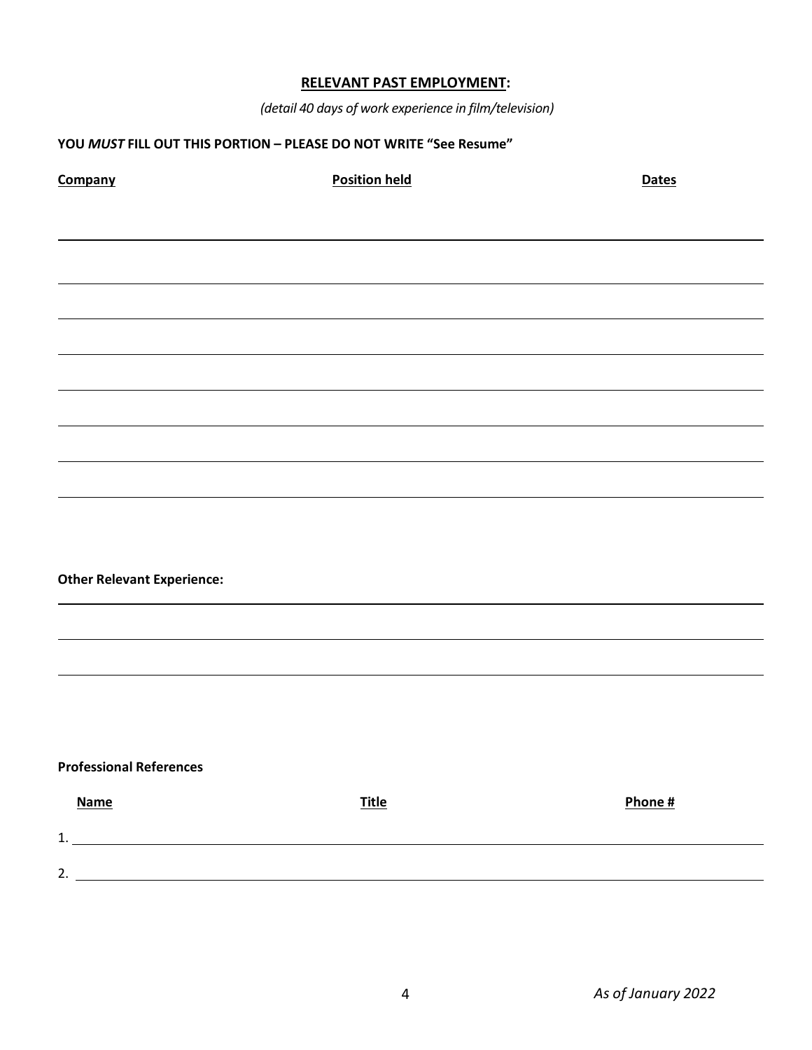## RELEVANT PAST EMPLOYMENT:

*(detail 40 days of work experience in film/television)*

**YOU *MUST* FILL OUT THIS PORTION – PLEASE DO NOT WRITE "See Resume"**

| Company | Position held | Dates |
| --- | --- | --- |
| | | |
| | | |
| | | |
| | | |
| | | |
| | | |
| | | |

**Other Relevant Experience:**

______________________________________________________________________

______________________________________________________________________

______________________________________________________________________

**Professional References**

| | Name | Title | Phone # |
| --- | --- | --- | --- |
| 1. | | | |
| 2. | | | |

*As of January 2022*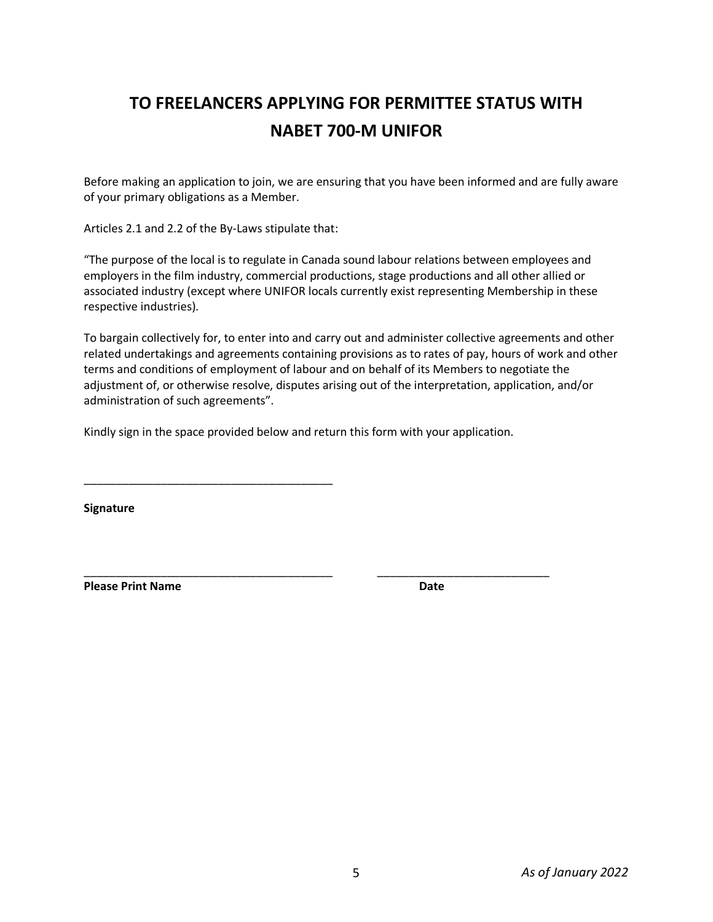# TO FREELANCERS APPLYING FOR PERMITTEE STATUS WITH NABET 700-M UNIFOR

Before making an application to join, we are ensuring that you have been informed and are fully aware of your primary obligations as a Member.

Articles 2.1 and 2.2 of the By-Laws stipulate that:

"The purpose of the local is to regulate in Canada sound labour relations between employees and employers in the film industry, commercial productions, stage productions and all other allied or associated industry (except where UNIFOR locals currently exist representing Membership in these respective industries).

To bargain collectively for, to enter into and carry out and administer collective agreements and other related undertakings and agreements containing provisions as to rates of pay, hours of work and other terms and conditions of employment of labour and on behalf of its Members to negotiate the adjustment of, or otherwise resolve, disputes arising out of the interpretation, application, and/or administration of such agreements".

Kindly sign in the space provided below and return this form with your application.

_______________________________________

**Signature**

_______________________________________ ___________________________

**Please Print Name** **Date**

*As of January 2022*